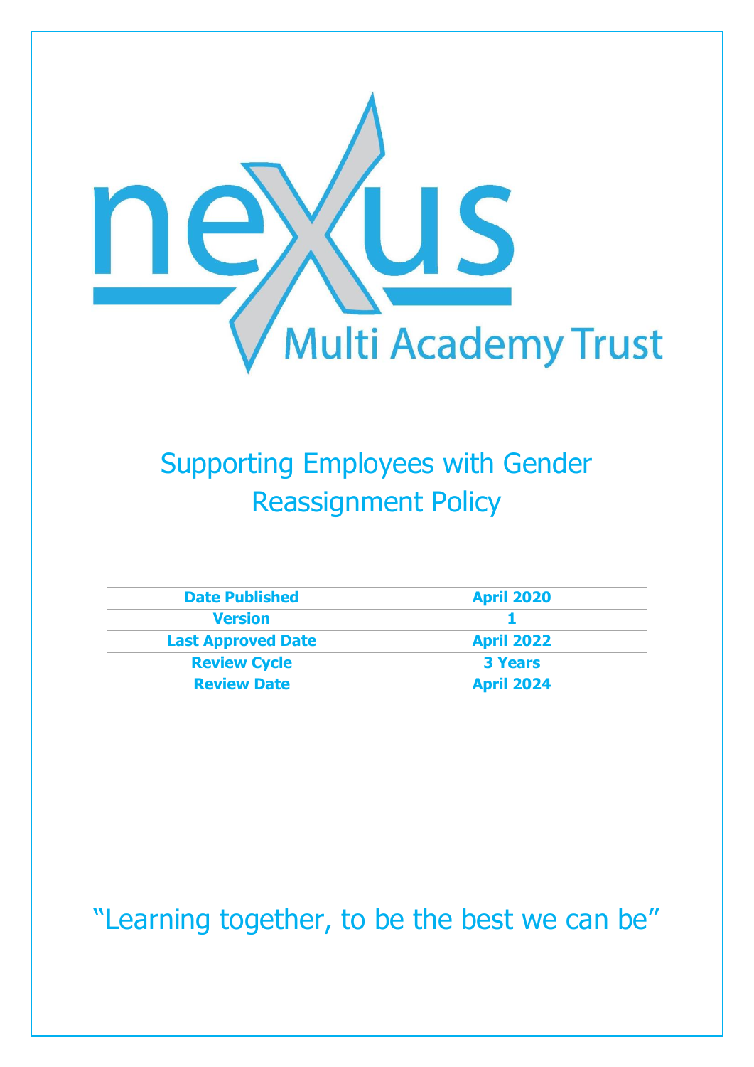nexus Multi Academy Trust

# Supporting Employees with Gender Reassignment Policy

| Date Published | April 2020 |
|---|---|
| Version | 1 |
| Last Approved Date | April 2022 |
| Review Cycle | 3 Years |
| Review Date | April 2024 |

"Learning together, to be the best we can be"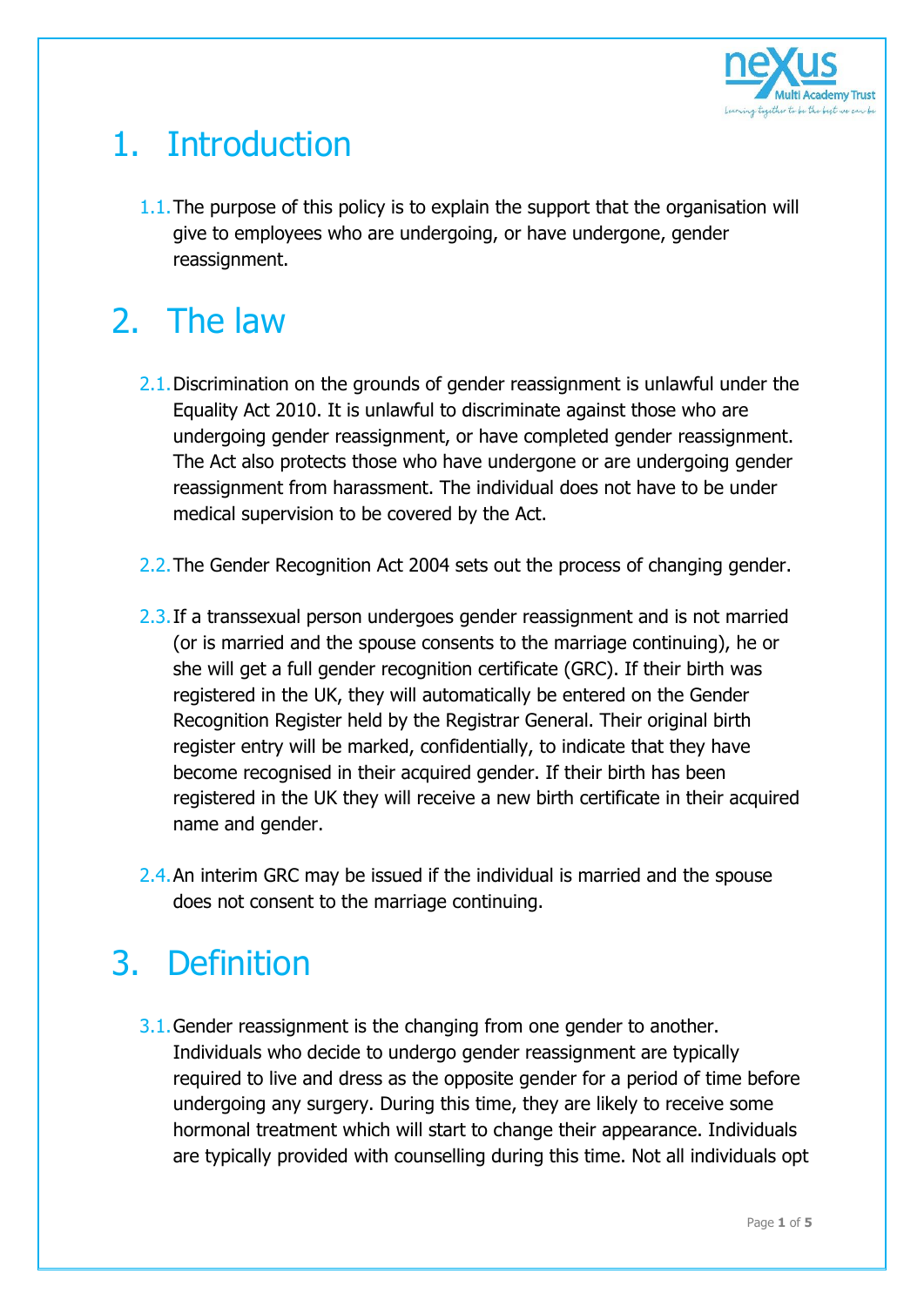# 1. Introduction

1.1. The purpose of this policy is to explain the support that the organisation will give to employees who are undergoing, or have undergone, gender reassignment.

# 2. The law

2.1. Discrimination on the grounds of gender reassignment is unlawful under the Equality Act 2010. It is unlawful to discriminate against those who are undergoing gender reassignment, or have completed gender reassignment. The Act also protects those who have undergone or are undergoing gender reassignment from harassment. The individual does not have to be under medical supervision to be covered by the Act.

2.2. The Gender Recognition Act 2004 sets out the process of changing gender.

2.3. If a transsexual person undergoes gender reassignment and is not married (or is married and the spouse consents to the marriage continuing), he or she will get a full gender recognition certificate (GRC). If their birth was registered in the UK, they will automatically be entered on the Gender Recognition Register held by the Registrar General. Their original birth register entry will be marked, confidentially, to indicate that they have become recognised in their acquired gender. If their birth has been registered in the UK they will receive a new birth certificate in their acquired name and gender.

2.4. An interim GRC may be issued if the individual is married and the spouse does not consent to the marriage continuing.

# 3. Definition

3.1. Gender reassignment is the changing from one gender to another. Individuals who decide to undergo gender reassignment are typically required to live and dress as the opposite gender for a period of time before undergoing any surgery. During this time, they are likely to receive some hormonal treatment which will start to change their appearance. Individuals are typically provided with counselling during this time. Not all individuals opt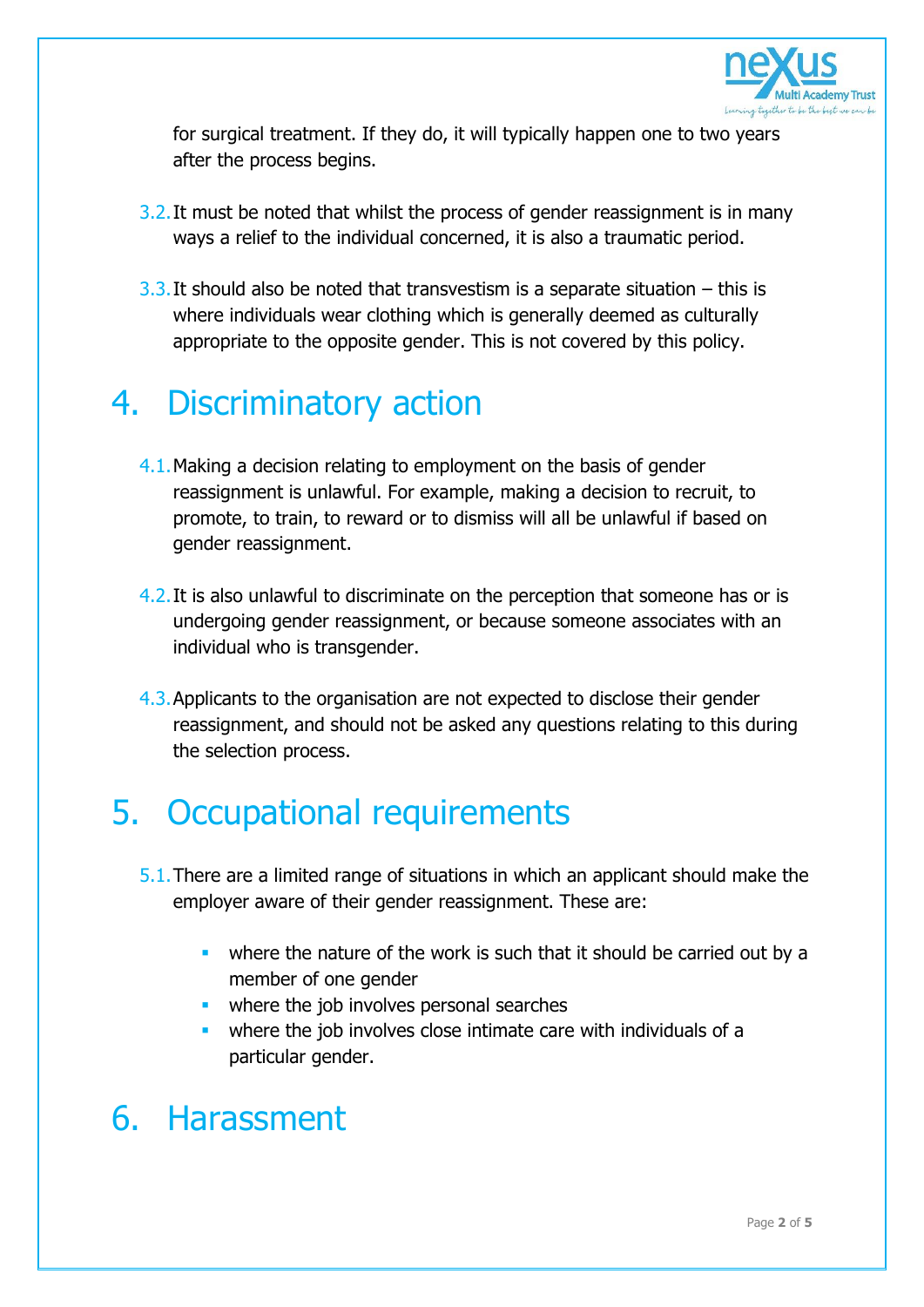for surgical treatment. If they do, it will typically happen one to two years after the process begins.

3.2. It must be noted that whilst the process of gender reassignment is in many ways a relief to the individual concerned, it is also a traumatic period.

3.3. It should also be noted that transvestism is a separate situation – this is where individuals wear clothing which is generally deemed as culturally appropriate to the opposite gender. This is not covered by this policy.

# 4. Discriminatory action

4.1. Making a decision relating to employment on the basis of gender reassignment is unlawful. For example, making a decision to recruit, to promote, to train, to reward or to dismiss will all be unlawful if based on gender reassignment.

4.2. It is also unlawful to discriminate on the perception that someone has or is undergoing gender reassignment, or because someone associates with an individual who is transgender.

4.3. Applicants to the organisation are not expected to disclose their gender reassignment, and should not be asked any questions relating to this during the selection process.

# 5. Occupational requirements

5.1. There are a limited range of situations in which an applicant should make the employer aware of their gender reassignment. These are:

- where the nature of the work is such that it should be carried out by a member of one gender
- where the job involves personal searches
- where the job involves close intimate care with individuals of a particular gender.

# 6. Harassment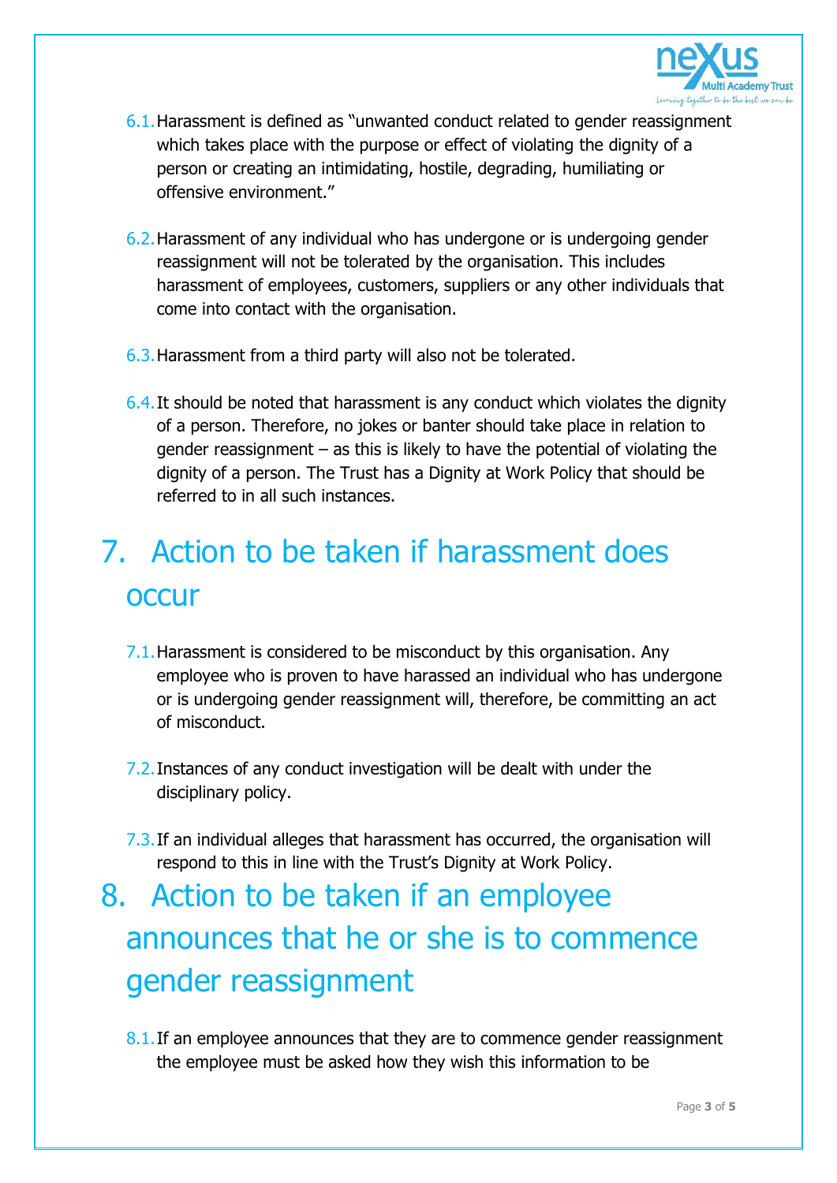6.1. Harassment is defined as "unwanted conduct related to gender reassignment which takes place with the purpose or effect of violating the dignity of a person or creating an intimidating, hostile, degrading, humiliating or offensive environment."

6.2. Harassment of any individual who has undergone or is undergoing gender reassignment will not be tolerated by the organisation. This includes harassment of employees, customers, suppliers or any other individuals that come into contact with the organisation.

6.3. Harassment from a third party will also not be tolerated.

6.4. It should be noted that harassment is any conduct which violates the dignity of a person. Therefore, no jokes or banter should take place in relation to gender reassignment – as this is likely to have the potential of violating the dignity of a person. The Trust has a Dignity at Work Policy that should be referred to in all such instances.

# 7. Action to be taken if harassment does occur

7.1. Harassment is considered to be misconduct by this organisation. Any employee who is proven to have harassed an individual who has undergone or is undergoing gender reassignment will, therefore, be committing an act of misconduct.

7.2. Instances of any conduct investigation will be dealt with under the disciplinary policy.

7.3. If an individual alleges that harassment has occurred, the organisation will respond to this in line with the Trust's Dignity at Work Policy.

# 8. Action to be taken if an employee announces that he or she is to commence gender reassignment

8.1. If an employee announces that they are to commence gender reassignment the employee must be asked how they wish this information to be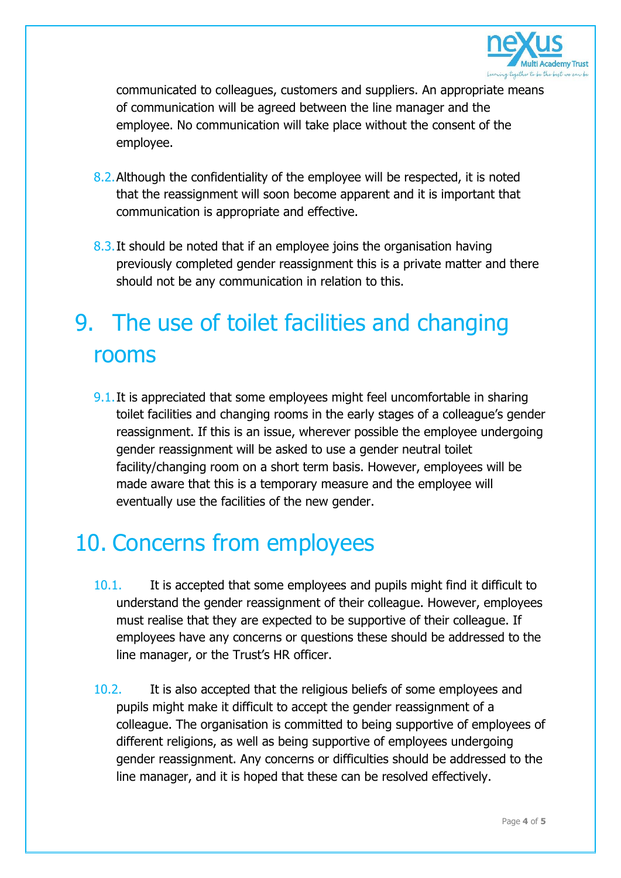communicated to colleagues, customers and suppliers. An appropriate means of communication will be agreed between the line manager and the employee. No communication will take place without the consent of the employee.

8.2. Although the confidentiality of the employee will be respected, it is noted that the reassignment will soon become apparent and it is important that communication is appropriate and effective.

8.3. It should be noted that if an employee joins the organisation having previously completed gender reassignment this is a private matter and there should not be any communication in relation to this.

# 9. The use of toilet facilities and changing rooms

9.1. It is appreciated that some employees might feel uncomfortable in sharing toilet facilities and changing rooms in the early stages of a colleague's gender reassignment. If this is an issue, wherever possible the employee undergoing gender reassignment will be asked to use a gender neutral toilet facility/changing room on a short term basis. However, employees will be made aware that this is a temporary measure and the employee will eventually use the facilities of the new gender.

# 10. Concerns from employees

10.1. It is accepted that some employees and pupils might find it difficult to understand the gender reassignment of their colleague. However, employees must realise that they are expected to be supportive of their colleague. If employees have any concerns or questions these should be addressed to the line manager, or the Trust's HR officer.

10.2. It is also accepted that the religious beliefs of some employees and pupils might make it difficult to accept the gender reassignment of a colleague. The organisation is committed to being supportive of employees of different religions, as well as being supportive of employees undergoing gender reassignment. Any concerns or difficulties should be addressed to the line manager, and it is hoped that these can be resolved effectively.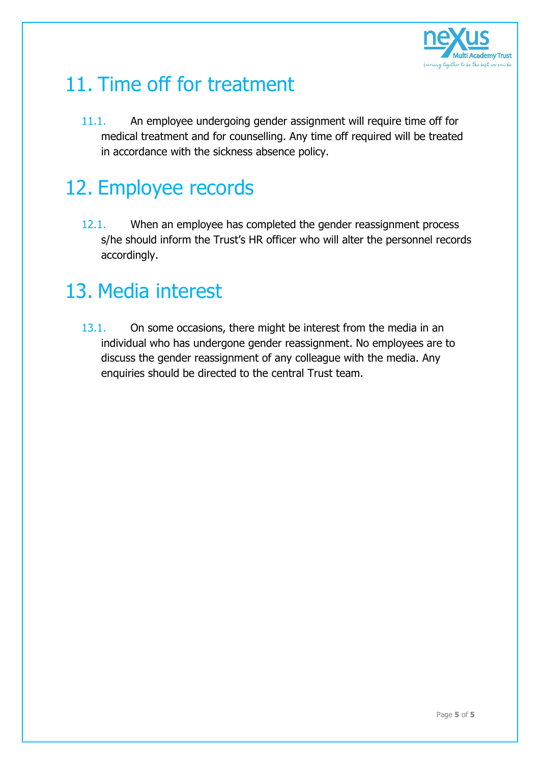# 11. Time off for treatment

11.1. An employee undergoing gender assignment will require time off for medical treatment and for counselling. Any time off required will be treated in accordance with the sickness absence policy.

# 12. Employee records

12.1. When an employee has completed the gender reassignment process s/he should inform the Trust's HR officer who will alter the personnel records accordingly.

# 13. Media interest

13.1. On some occasions, there might be interest from the media in an individual who has undergone gender reassignment. No employees are to discuss the gender reassignment of any colleague with the media. Any enquiries should be directed to the central Trust team.